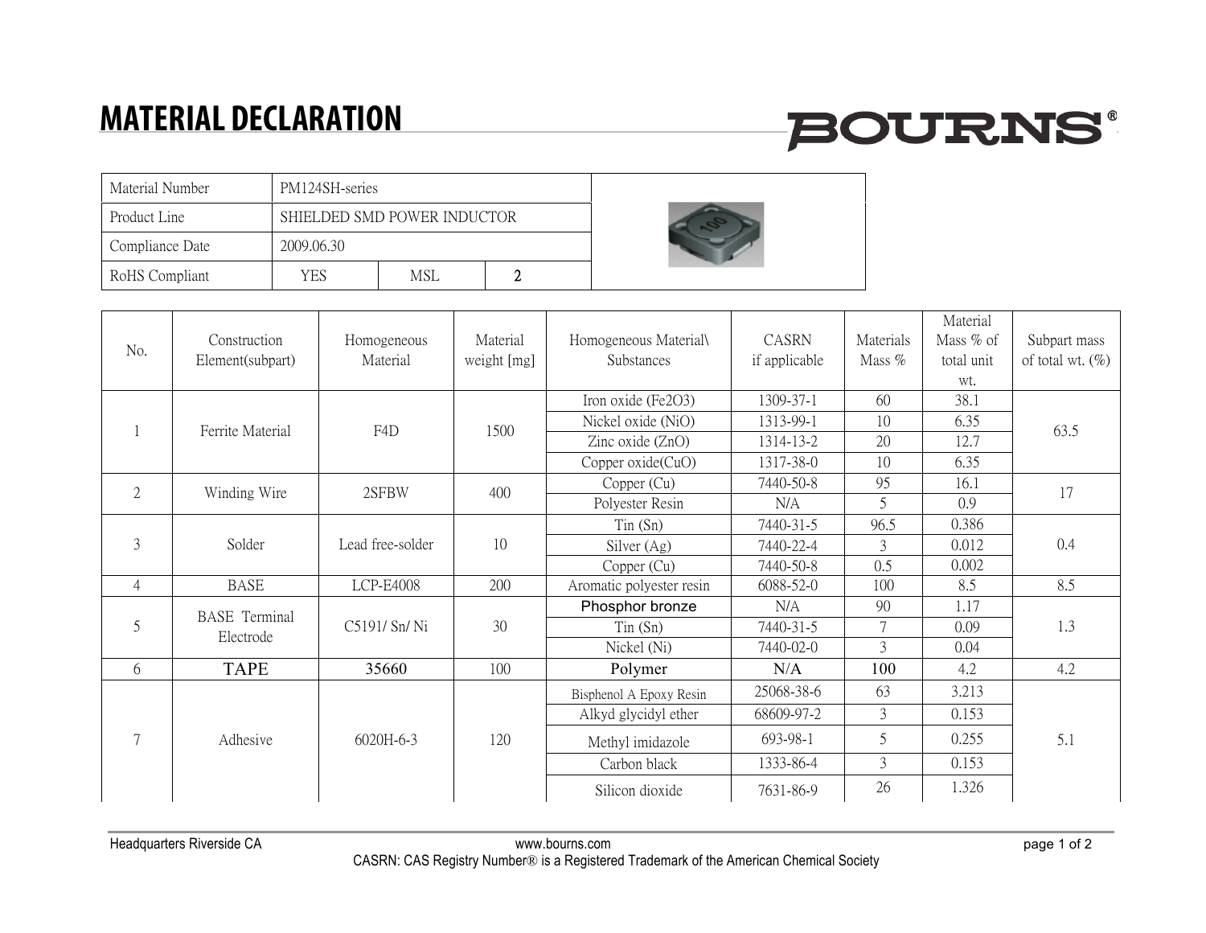# MATERIAL DECLARATION

| Material Number | PM124SH-series | | |
|---|---|---|---|
| Product Line | SHIELDED SMD POWER INDUCTOR | | |
| Compliance Date | 2009.06.30 | | |
| RoHS Compliant | YES | MSL | 2 |

| No. | Construction Element(subpart) | Homogeneous Material | Material weight [mg] | Homogeneous Material\ Substances | CASRN if applicable | Materials Mass % | Material Mass % of total unit wt. | Subpart mass of total wt. (%) |
|---|---|---|---|---|---|---|---|---|
| 1 | Ferrite Material | F4D | 1500 | Iron oxide ($Fe_2O_3$) | 1309-37-1 | 60 | 38.1 | 63.5 |
| | | | | Nickel oxide (NiO) | 1313-99-1 | 10 | 6.35 | |
| | | | | Zinc oxide (ZnO) | 1314-13-2 | 20 | 12.7 | |
| | | | | Copper oxide(CuO) | 1317-38-0 | 10 | 6.35 | |
| 2 | Winding Wire | 2SFBW | 400 | Copper (Cu) | 7440-50-8 | 95 | 16.1 | 17 |
| | | | | Polyester Resin | N/A | 5 | 0.9 | |
| 3 | Solder | Lead free-solder | 10 | Tin (Sn) | 7440-31-5 | 96.5 | 0.386 | 0.4 |
| | | | | Silver (Ag) | 7440-22-4 | 3 | 0.012 | |
| | | | | Copper (Cu) | 7440-50-8 | 0.5 | 0.002 | |
| 4 | BASE | LCP-E4008 | 200 | Aromatic polyester resin | 6088-52-0 | 100 | 8.5 | 8.5 |
| 5 | BASE Terminal Electrode | C5191/ Sn/ Ni | 30 | Phosphor bronze | N/A | 90 | 1.17 | 1.3 |
| | | | | Tin (Sn) | 7440-31-5 | 7 | 0.09 | |
| | | | | Nickel (Ni) | 7440-02-0 | 3 | 0.04 | |
| 6 | TAPE | 35660 | 100 | Polymer | N/A | 100 | 4.2 | 4.2 |
| 7 | Adhesive | 6020H-6-3 | 120 | Bisphenol A Epoxy Resin | 25068-38-6 | 63 | 3.213 | 5.1 |
| | | | | Alkyd glycidyl ether | 68609-97-2 | 3 | 0.153 | |
| | | | | Methyl imidazole | 693-98-1 | 5 | 0.255 | |
| | | | | Carbon black | 1333-86-4 | 3 | 0.153 | |
| | | | | Silicon dioxide | 7631-86-9 | 26 | 1.326 | |

Headquarters Riverside CA www.bourns.com

CASRN: CAS Registry Number® is a Registered Trademark of the American Chemical Society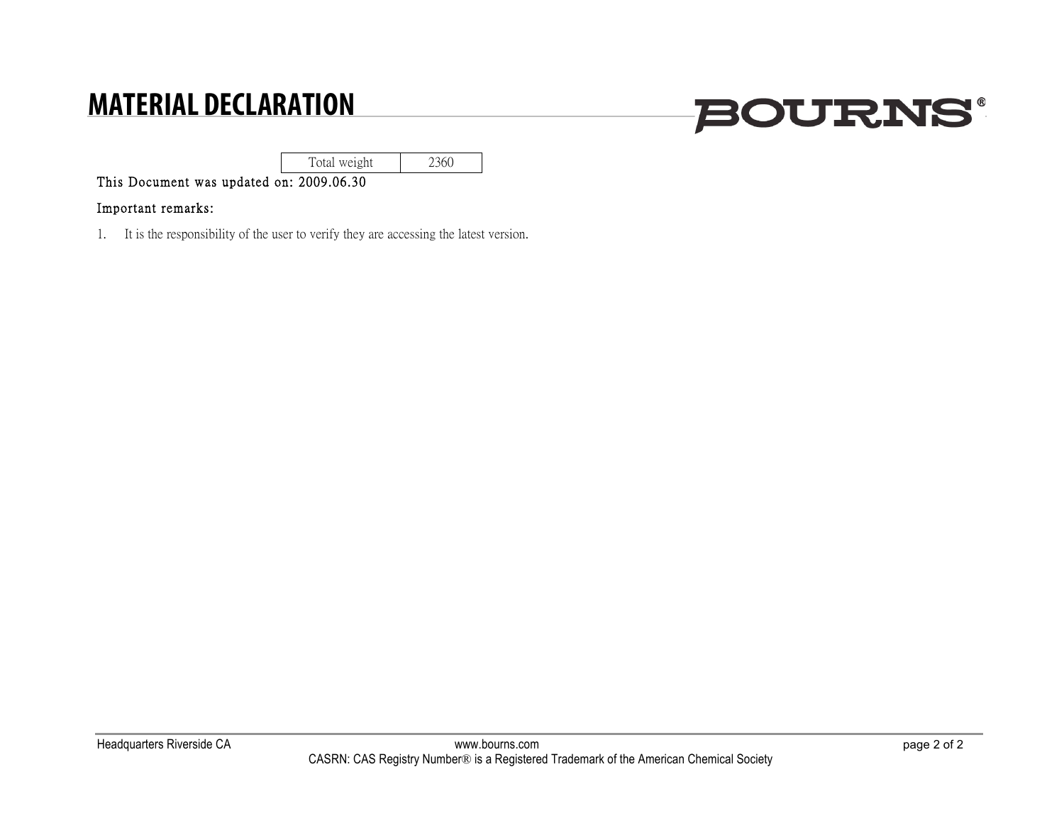# MATERIAL DECLARATION

| | |
|---|---|
| Total weight | 2360 |

This Document was updated on: 2009.06.30

Important remarks:

1. It is the responsibility of the user to verify they are accessing the latest version.

Headquarters Riverside CA

www.bourns.com

CASRN: CAS Registry Number® is a Registered Trademark of the American Chemical Society